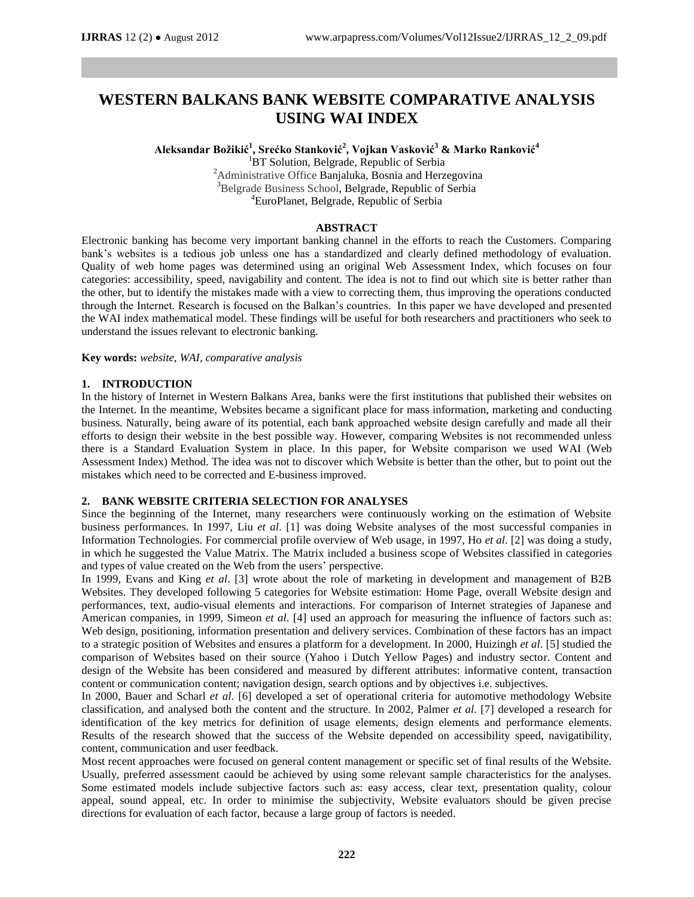# WESTERN BALKANS BANK WEBSITE COMPARATIVE ANALYSIS USING WAI INDEX

**Aleksandar Božikić[1], Srećko Stanković[2], Vojkan Vasković[3] & Marko Ranković[4]**

[1]BT Solution, Belgrade, Republic of Serbia
[2]Administrative Office Banjaluka, Bosnia and Herzegovina
[3]Belgrade Business School, Belgrade, Republic of Serbia
[4]EuroPlanet, Belgrade, Republic of Serbia

## ABSTRACT

Electronic banking has become very important banking channel in the efforts to reach the Customers. Comparing bank's websites is a tedious job unless one has a standardized and clearly defined methodology of evaluation. Quality of web home pages was determined using an original Web Assessment Index, which focuses on four categories: accessibility, speed, navigability and content. The idea is not to find out which site is better rather than the other, but to identify the mistakes made with a view to correcting them, thus improving the operations conducted through the Internet. Research is focused on the Balkan's countries. In this paper we have developed and presented the WAI index mathematical model. These findings will be useful for both researchers and practitioners who seek to understand the issues relevant to electronic banking.

**Key words:** *website, WAI, comparative analysis*

## 1. INTRODUCTION

In the history of Internet in Western Balkans Area, banks were the first institutions that published their websites on the Internet. In the meantime, Websites became a significant place for mass information, marketing and conducting business. Naturally, being aware of its potential, each bank approached website design carefully and made all their efforts to design their website in the best possible way. However, comparing Websites is not recommended unless there is a Standard Evaluation System in place. In this paper, for Website comparison we used WAI (Web Assessment Index) Method. The idea was not to discover which Website is better than the other, but to point out the mistakes which need to be corrected and E-business improved.

## 2. BANK WEBSITE CRITERIA SELECTION FOR ANALYSES

Since the beginning of the Internet, many researchers were continuously working on the estimation of Website business performances. In 1997, Liu *et al.* [1] was doing Website analyses of the most successful companies in Information Technologies. For commercial profile overview of Web usage, in 1997, Ho *et al.* [2] was doing a study, in which he suggested the Value Matrix. The Matrix included a business scope of Websites classified in categories and types of value created on the Web from the users' perspective.

In 1999, Evans and King *et al.* [3] wrote about the role of marketing in development and management of B2B Websites. They developed following 5 categories for Website estimation: Home Page, overall Website design and performances, text, audio-visual elements and interactions. For comparison of Internet strategies of Japanese and American companies, in 1999, Simeon *et al.* [4] used an approach for measuring the influence of factors such as: Web design, positioning, information presentation and delivery services. Combination of these factors has an impact to a strategic position of Websites and ensures a platform for a development. In 2000, Huizingh *et al.* [5] studied the comparison of Websites based on their source (Yahoo i Dutch Yellow Pages) and industry sector. Content and design of the Website has been considered and measured by different attributes: informative content, transaction content or communication content; navigation design, search options and by objectives i.e. subjectives.

In 2000, Bauer and Scharl *et al.* [6] developed a set of operational criteria for automotive methodology Website classification, and analysed both the content and the structure. In 2002, Palmer *et al.* [7] developed a research for identification of the key metrics for definition of usage elements, design elements and performance elements. Results of the research showed that the success of the Website depended on accessibility speed, navigatibility, content, communication and user feedback.

Most recent approaches were focused on general content management or specific set of final results of the Website. Usually, preferred assessment caould be achieved by using some relevant sample characteristics for the analyses. Some estimated models include subjective factors such as: easy access, clear text, presentation quality, colour appeal, sound appeal, etc. In order to minimise the subjectivity, Website evaluators should be given precise directions for evaluation of each factor, because a large group of factors is needed.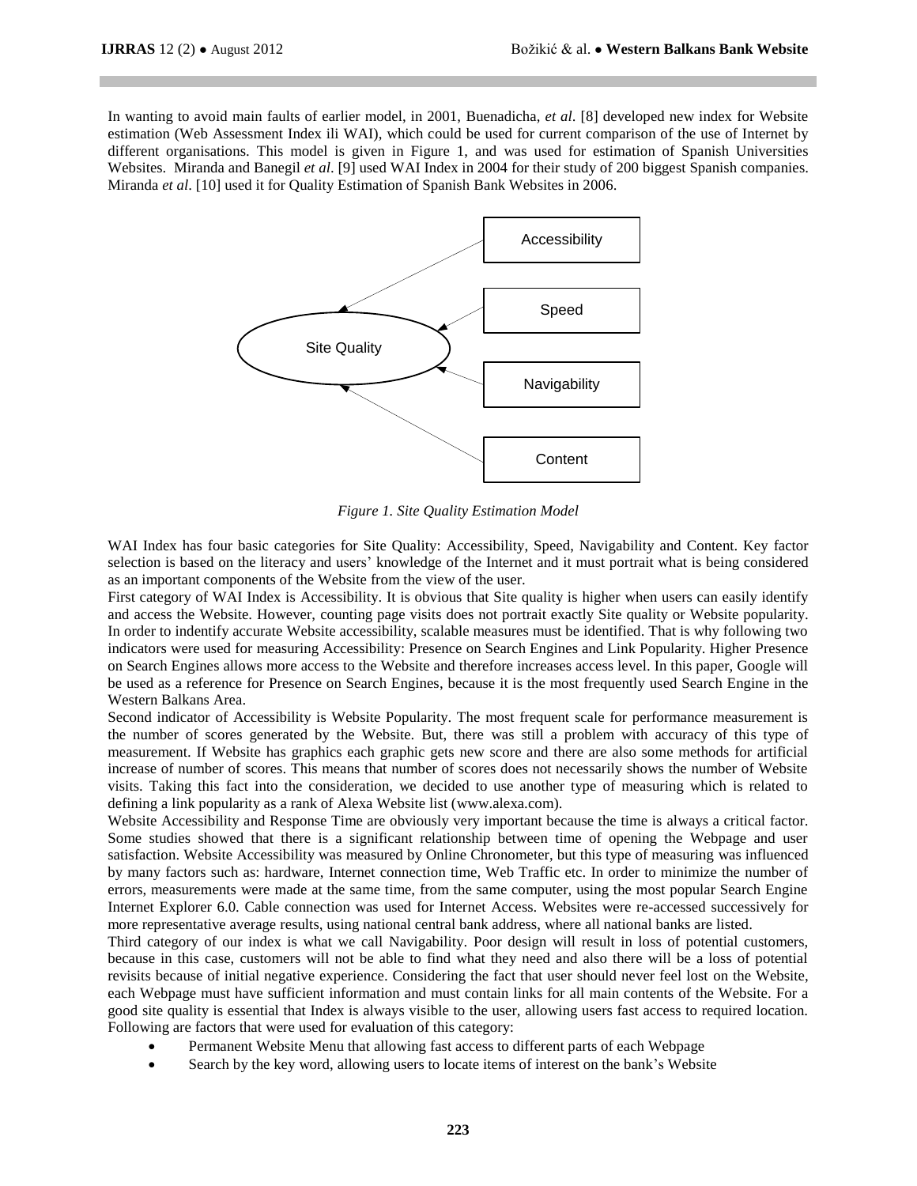In wanting to avoid main faults of earlier model, in 2001, Buenadicha, *et al*. [8] developed new index for Website estimation (Web Assessment Index ili WAI), which could be used for current comparison of the use of Internet by different organisations. This model is given in Figure 1, and was used for estimation of Spanish Universities Websites. Miranda and Banegil *et al*. [9] used WAI Index in 2004 for their study of 200 biggest Spanish companies. Miranda *et al*. [10] used it for Quality Estimation of Spanish Bank Websites in 2006.

*Figure 1. Site Quality Estimation Model*

WAI Index has four basic categories for Site Quality: Accessibility, Speed, Navigability and Content. Key factor selection is based on the literacy and users' knowledge of the Internet and it must portrait what is being considered as an important components of the Website from the view of the user.

First category of WAI Index is Accessibility. It is obvious that Site quality is higher when users can easily identify and access the Website. However, counting page visits does not portrait exactly Site quality or Website popularity. In order to indentify accurate Website accessibility, scalable measures must be identified. That is why following two indicators were used for measuring Accessibility: Presence on Search Engines and Link Popularity. Higher Presence on Search Engines allows more access to the Website and therefore increases access level. In this paper, Google will be used as a reference for Presence on Search Engines, because it is the most frequently used Search Engine in the Western Balkans Area.

Second indicator of Accessibility is Website Popularity. The most frequent scale for performance measurement is the number of scores generated by the Website. But, there was still a problem with accuracy of this type of measurement. If Website has graphics each graphic gets new score and there are also some methods for artificial increase of number of scores. This means that number of scores does not necessarily shows the number of Website visits. Taking this fact into the consideration, we decided to use another type of measuring which is related to defining a link popularity as a rank of Alexa Website list (www.alexa.com).

Website Accessibility and Response Time are obviously very important because the time is always a critical factor. Some studies showed that there is a significant relationship between time of opening the Webpage and user satisfaction. Website Accessibility was measured by Online Chronometer, but this type of measuring was influenced by many factors such as: hardware, Internet connection time, Web Traffic etc. In order to minimize the number of errors, measurements were made at the same time, from the same computer, using the most popular Search Engine Internet Explorer 6.0. Cable connection was used for Internet Access. Websites were re-accessed successively for more representative average results, using national central bank address, where all national banks are listed.

Third category of our index is what we call Navigability. Poor design will result in loss of potential customers, because in this case, customers will not be able to find what they need and also there will be a loss of potential revisits because of initial negative experience. Considering the fact that user should never feel lost on the Website, each Webpage must have sufficient information and must contain links for all main contents of the Website. For a good site quality is essential that Index is always visible to the user, allowing users fast access to required location. Following are factors that were used for evaluation of this category:

- Permanent Website Menu that allowing fast access to different parts of each Webpage
- Search by the key word, allowing users to locate items of interest on the bank's Website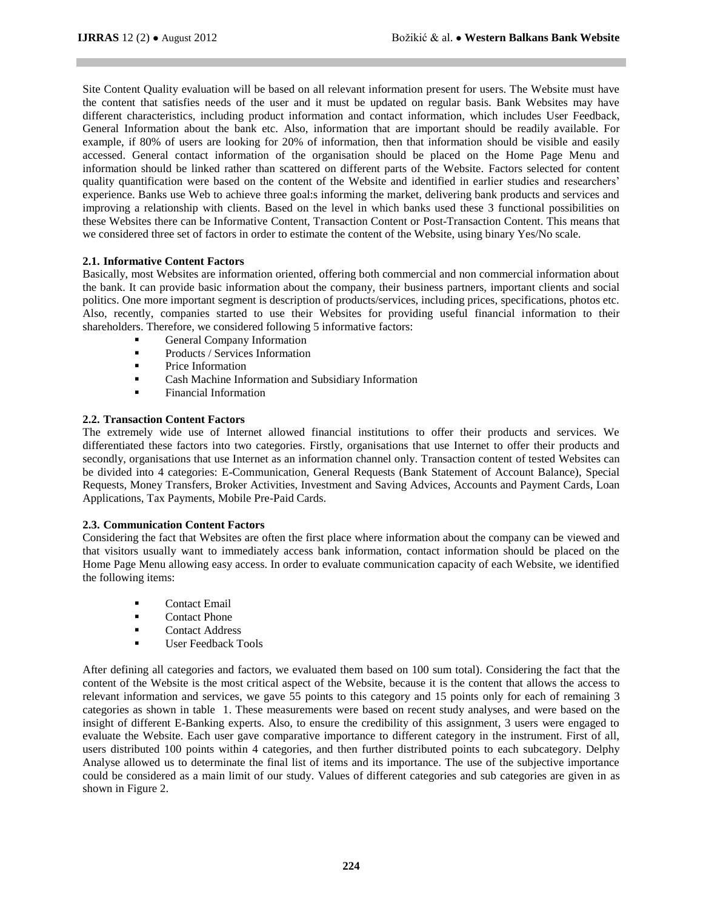Site Content Quality evaluation will be based on all relevant information present for users. The Website must have the content that satisfies needs of the user and it must be updated on regular basis. Bank Websites may have different characteristics, including product information and contact information, which includes User Feedback, General Information about the bank etc. Also, information that are important should be readily available. For example, if 80% of users are looking for 20% of information, then that information should be visible and easily accessed. General contact information of the organisation should be placed on the Home Page Menu and information should be linked rather than scattered on different parts of the Website. Factors selected for content quality quantification were based on the content of the Website and identified in earlier studies and researchers' experience. Banks use Web to achieve three goal:s informing the market, delivering bank products and services and improving a relationship with clients. Based on the level in which banks used these 3 functional possibilities on these Websites there can be Informative Content, Transaction Content or Post-Transaction Content. This means that we considered three set of factors in order to estimate the content of the Website, using binary Yes/No scale.

### 2.1. Informative Content Factors

Basically, most Websites are information oriented, offering both commercial and non commercial information about the bank. It can provide basic information about the company, their business partners, important clients and social politics. One more important segment is description of products/services, including prices, specifications, photos etc. Also, recently, companies started to use their Websites for providing useful financial information to their shareholders. Therefore, we considered following 5 informative factors:

- General Company Information
- Products / Services Information
- Price Information
- Cash Machine Information and Subsidiary Information
- Financial Information

### 2.2. Transaction Content Factors

The extremely wide use of Internet allowed financial institutions to offer their products and services. We differentiated these factors into two categories. Firstly, organisations that use Internet to offer their products and secondly, organisations that use Internet as an information channel only. Transaction content of tested Websites can be divided into 4 categories: E-Communication, General Requests (Bank Statement of Account Balance), Special Requests, Money Transfers, Broker Activities, Investment and Saving Advices, Accounts and Payment Cards, Loan Applications, Tax Payments, Mobile Pre-Paid Cards.

### 2.3. Communication Content Factors

Considering the fact that Websites are often the first place where information about the company can be viewed and that visitors usually want to immediately access bank information, contact information should be placed on the Home Page Menu allowing easy access. In order to evaluate communication capacity of each Website, we identified the following items:

- Contact Email
- Contact Phone
- Contact Address
- User Feedback Tools

After defining all categories and factors, we evaluated them based on 100 sum total). Considering the fact that the content of the Website is the most critical aspect of the Website, because it is the content that allows the access to relevant information and services, we gave 55 points to this category and 15 points only for each of remaining 3 categories as shown in table 1. These measurements were based on recent study analyses, and were based on the insight of different E-Banking experts. Also, to ensure the credibility of this assignment, 3 users were engaged to evaluate the Website. Each user gave comparative importance to different category in the instrument. First of all, users distributed 100 points within 4 categories, and then further distributed points to each subcategory. Delphy Analyse allowed us to determinate the final list of items and its importance. The use of the subjective importance could be considered as a main limit of our study. Values of different categories and sub categories are given in as shown in Figure 2.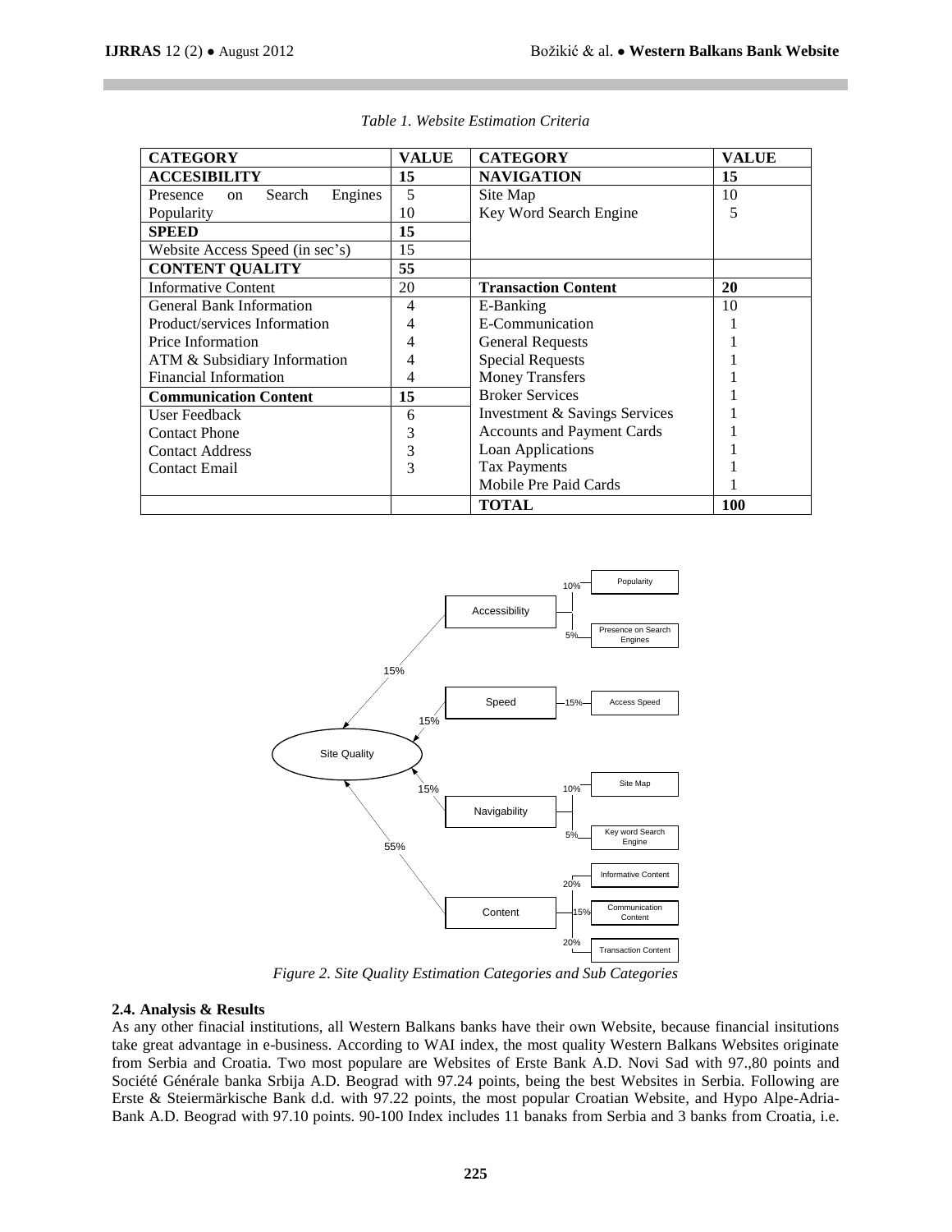*Table 1. Website Estimation Criteria*

| CATEGORY | VALUE | CATEGORY | VALUE |
|---|---|---|---|
| **ACCESIBILITY** | **15** | **NAVIGATION** | **15** |
| Presence on Search Engines | 5 | Site Map | 10 |
| Popularity | 10 | Key Word Search Engine | 5 |
| **SPEED** | **15** | | |
| Website Access Speed (in sec's) | 15 | | |
| **CONTENT QUALITY** | **55** | | |
| Informative Content | 20 | **Transaction Content** | **20** |
| General Bank Information | 4 | E-Banking | 10 |
| Product/services Information | 4 | E-Communication | 1 |
| Price Information | 4 | General Requests | 1 |
| ATM & Subsidiary Information | 4 | Special Requests | 1 |
| Financial Information | 4 | Money Transfers | 1 |
| **Communication Content** | **15** | Broker Services | 1 |
| User Feedback | 6 | Investment & Savings Services | 1 |
| Contact Phone | 3 | Accounts and Payment Cards | 1 |
| Contact Address | 3 | Loan Applications | 1 |
| Contact Email | 3 | Tax Payments | 1 |
| | | Mobile Pre Paid Cards | 1 |
| | | **TOTAL** | **100** |

*Figure 2. Site Quality Estimation Categories and Sub Categories*

### 2.4. Analysis & Results

As any other finacial institutions, all Western Balkans banks have their own Website, because financial insitutions take great advantage in e-business. According to WAI index, the most quality Western Balkans Websites originate from Serbia and Croatia. Two most populare are Websites of Erste Bank A.D. Novi Sad with 97.,80 points and Société Générale banka Srbija A.D. Beograd with 97.24 points, being the best Websites in Serbia. Following are Erste & Steiermärkische Bank d.d. with 97.22 points, the most popular Croatian Website, and Hypo Alpe-Adria-Bank A.D. Beograd with 97.10 points. 90-100 Index includes 11 banaks from Serbia and 3 banks from Croatia, i.e.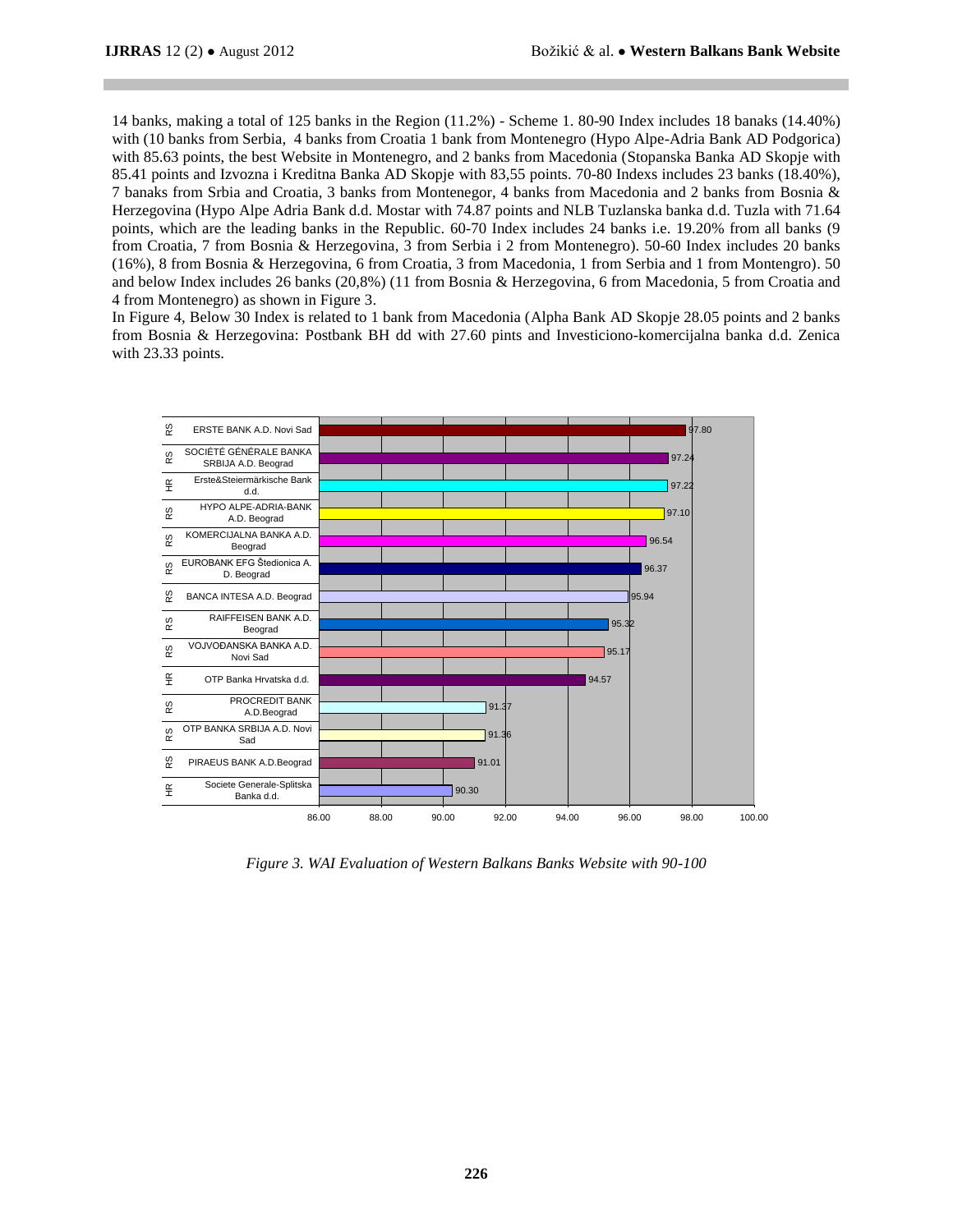14 banks, making a total of 125 banks in the Region (11.2%) - Scheme 1. 80-90 Index includes 18 banaks (14.40%) with (10 banks from Serbia, 4 banks from Croatia 1 bank from Montenegro (Hypo Alpe-Adria Bank AD Podgorica) with 85.63 points, the best Website in Montenegro, and 2 banks from Macedonia (Stopanska Banka AD Skopje with 85.41 points and Izvozna i Kreditna Banka AD Skopje with 83,55 points. 70-80 Indexs includes 23 banks (18.40%), 7 banaks from Srbia and Croatia, 3 banks from Montenegor, 4 banks from Macedonia and 2 banks from Bosnia & Herzegovina (Hypo Alpe Adria Bank d.d. Mostar with 74.87 points and NLB Tuzlanska banka d.d. Tuzla with 71.64 points, which are the leading banks in the Republic. 60-70 Index includes 24 banks i.e. 19.20% from all banks (9 from Croatia, 7 from Bosnia & Herzegovina, 3 from Serbia i 2 from Montenegro). 50-60 Index includes 20 banks (16%), 8 from Bosnia & Herzegovina, 6 from Croatia, 3 from Macedonia, 1 from Serbia and 1 from Montengro). 50 and below Index includes 26 banks (20,8%) (11 from Bosnia & Herzegovina, 6 from Macedonia, 5 from Croatia and 4 from Montenegro) as shown in Figure 3.

In Figure 4, Below 30 Index is related to 1 bank from Macedonia (Alpha Bank AD Skopje 28.05 points and 2 banks from Bosnia & Herzegovina: Postbank BH dd with 27.60 pints and Investiciono-komercijalna banka d.d. Zenica with 23.33 points.

| Country | Bank | WAI score |
| --- | --- | --- |
| RS | ERSTE BANK A.D. Novi Sad | 97.80 |
| RS | SOCIÉTÉ GÉNÉRALE BANKA SRBIJA A.D. Beograd | 97.24 |
| HR | Erste&Steiermärkische Bank d.d. | 97.22 |
| RS | HYPO ALPE-ADRIA-BANK A.D. Beograd | 97.10 |
| RS | KOMERCIJALNA BANKA A.D. Beograd | 96.54 |
| RS | EUROBANK EFG Štedionica A. D. Beograd | 96.37 |
| RS | BANCA INTESA A.D. Beograd | 95.94 |
| RS | RAIFFEISEN BANK A.D. Beograd | 95.32 |
| RS | VOJVOĐANSKA BANKA A.D. Novi Sad | 95.17 |
| HR | OTP Banka Hrvatska d.d. | 94.57 |
| RS | PROCREDIT BANK A.D.Beograd | 91.37 |
| RS | OTP BANKA SRBIJA A.D. Novi Sad | 91.36 |
| RS | PIRAEUS BANK A.D.Beograd | 91.01 |
| HR | Societe Generale-Splitska Banka d.d. | 90.30 |

*Figure 3. WAI Evaluation of Western Balkans Banks Website with 90-100*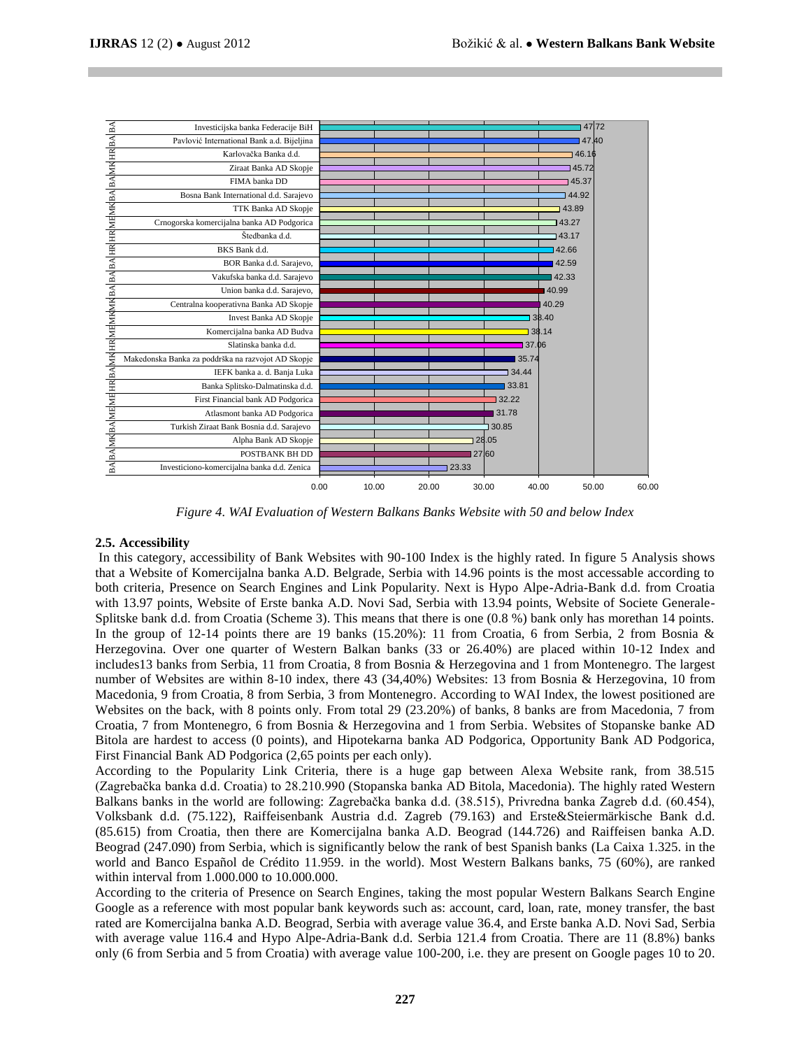| Country | Bank | WAI Index |
|---|---|---|
| BA | Investicijska banka Federacije BiH | 47.72 |
| BA | Pavlović International Bank a.d. Bijeljina | 47.40 |
| HR | Karlovačka Banka d.d. | 46.16 |
| MK | Ziraat Banka AD Skopje | 45.72 |
| BA | FIMA banka DD | 45.37 |
| BA | Bosna Bank International d.d. Sarajevo | 44.92 |
| MK | TTK Banka AD Skopje | 43.89 |
| ME | Crnogorska komercijalna banka AD Podgorica | 43.27 |
| HR | Štedbanka d.d. | 43.17 |
| HR | BKS Bank d.d. | 42.66 |
| BA | BOR Banka d.d. Sarajevo, | 42.59 |
| BA | Vakufska banka d.d. Sarajevo | 42.33 |
| BA | Union banka d.d. Sarajevo, | 40.99 |
| MK | Centralna kooperativna Banka AD Skopje | 40.29 |
| MK | Invest Banka AD Skopje | 38.40 |
| ME | Komercijalna banka AD Budva | 38.14 |
| HR | Slatinska banka d.d. | 37.06 |
| MK | Makedonska Banka za poddrška na razvojot AD Skopje | 35.74 |
| BA | IEFK banka a. d. Banja Luka | 34.44 |
| HR | Banka Splitsko-Dalmatinska d.d. | 33.81 |
| ME | First Financial bank AD Podgorica | 32.22 |
| ME | Atlasmont banka AD Podgorica | 31.78 |
| BA | Turkish Ziraat Bank Bosnia d.d. Sarajevo | 30.85 |
| MK | Alpha Bank AD Skopje | 28.05 |
| BA | POSTBANK BH DD | 27.60 |
| BA | Investiciono-komercijalna banka d.d. Zenica | 23.33 |

*Figure 4. WAI Evaluation of Western Balkans Banks Website with 50 and below Index*

### 2.5. Accessibility

In this category, accessibility of Bank Websites with 90-100 Index is the highly rated. In figure 5 Analysis shows that a Website of Komercijalna banka A.D. Belgrade, Serbia with 14.96 points is the most accessable according to both criteria, Presence on Search Engines and Link Popularity. Next is Hypo Alpe-Adria-Bank d.d. from Croatia with 13.97 points, Website of Erste banka A.D. Novi Sad, Serbia with 13.94 points, Website of Societe Generale-Splitske bank d.d. from Croatia (Scheme 3). This means that there is one (0.8 %) bank only has morethan 14 points. In the group of 12-14 points there are 19 banks (15.20%): 11 from Croatia, 6 from Serbia, 2 from Bosnia & Herzegovina. Over one quarter of Western Balkan banks (33 or 26.40%) are placed within 10-12 Index and includes13 banks from Serbia, 11 from Croatia, 8 from Bosnia & Herzegovina and 1 from Montenegro. The largest number of Websites are within 8-10 index, there 43 (34,40%) Websites: 13 from Bosnia & Herzegovina, 10 from Macedonia, 9 from Croatia, 8 from Serbia, 3 from Montenegro. According to WAI Index, the lowest positioned are Websites on the back, with 8 points only. From total 29 (23.20%) of banks, 8 banks are from Macedonia, 7 from Croatia, 7 from Montenegro, 6 from Bosnia & Herzegovina and 1 from Serbia. Websites of Stopanske banke AD Bitola are hardest to access (0 points), and Hipotekarna banka AD Podgorica, Opportunity Bank AD Podgorica, First Financial Bank AD Podgorica (2,65 points per each only).

According to the Popularity Link Criteria, there is a huge gap between Alexa Website rank, from 38.515 (Zagrebačka banka d.d. Croatia) to 28.210.990 (Stopanska banka AD Bitola, Macedonia). The highly rated Western Balkans banks in the world are following: Zagrebačka banka d.d. (38.515), Privredna banka Zagreb d.d. (60.454), Volksbank d.d. (75.122), Raiffeisenbank Austria d.d. Zagreb (79.163) and Erste&Steiermärkische Bank d.d. (85.615) from Croatia, then there are Komercijalna banka A.D. Beograd (144.726) and Raiffeisen banka A.D. Beograd (247.090) from Serbia, which is significantly below the rank of best Spanish banks (La Caixa 1.325. in the world and Banco Español de Crédito 11.959. in the world). Most Western Balkans banks, 75 (60%), are ranked within interval from 1.000.000 to 10.000.000.

According to the criteria of Presence on Search Engines, taking the most popular Western Balkans Search Engine Google as a reference with most popular bank keywords such as: account, card, loan, rate, money transfer, the bast rated are Komercijalna banka A.D. Beograd, Serbia with average value 36.4, and Erste banka A.D. Novi Sad, Serbia with average value 116.4 and Hypo Alpe-Adria-Bank d.d. Serbia 121.4 from Croatia. There are 11 (8.8%) banks only (6 from Serbia and 5 from Croatia) with average value 100-200, i.e. they are present on Google pages 10 to 20.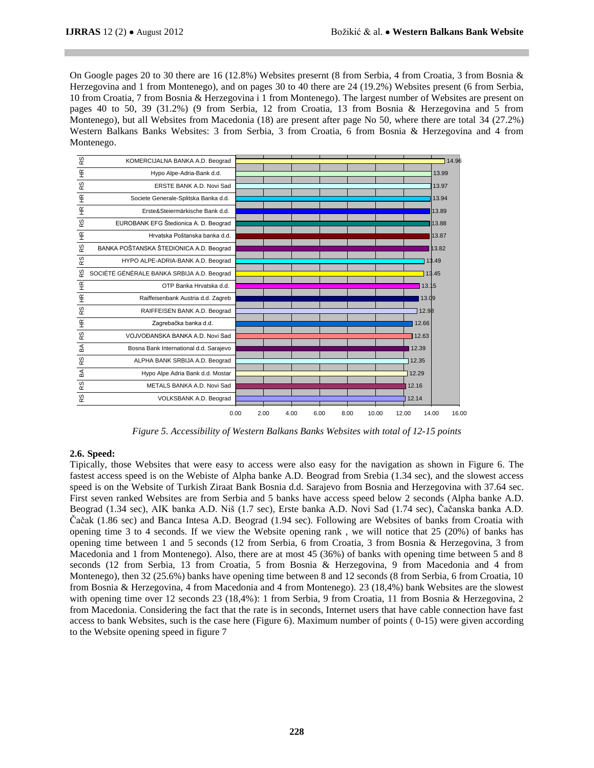On Google pages 20 to 30 there are 16 (12.8%) Websites presernt (8 from Serbia, 4 from Croatia, 3 from Bosnia & Herzegovina and 1 from Montenego), and on pages 30 to 40 there are 24 (19.2%) Websites present (6 from Serbia, 10 from Croatia, 7 from Bosnia & Herzegovina i 1 from Montenego). The largest number of Websites are present on pages 40 to 50, 39 (31.2%) (9 from Serbia, 12 from Croatia, 13 from Bosnia & Herzegovina and 5 from Montenego), but all Websites from Macedonia (18) are present after page No 50, where there are total 34 (27.2%) Western Balkans Banks Websites: 3 from Serbia, 3 from Croatia, 6 from Bosnia & Herzegovina and 4 from Montenego.

| Country | Bank | Points |
|---|---|---|
| RS | KOMERCIJALNA BANKA A.D. Beograd | 14.96 |
| HR | Hypo Alpe-Adria-Bank d.d. | 13.99 |
| RS | ERSTE BANK A.D. Novi Sad | 13.97 |
| HR | Societe Generale-Splitska Banka d.d. | 13.94 |
| HR | Erste&Steiermärkische Bank d.d. | 13.89 |
| RS | EUROBANK EFG Štedionica A. D. Beograd | 13.88 |
| HR | Hrvatska Poštanska banka d.d. | 13.87 |
| RS | BANKA POŠTANSKA ŠTEDIONICA A.D. Beograd | 13.82 |
| RS | HYPO ALPE-ADRIA-BANK A.D. Beograd | 13.49 |
| RS | SOCIÉTÉ GÉNÉRALE BANKA SRBIJA A.D. Beograd | 13.45 |
| HR | OTP Banka Hrvatska d.d. | 13.15 |
| HR | Raiffeisenbank Austria d.d. Zagreb | 13.09 |
| RS | RAIFFEISEN BANK A.D. Beograd | 12.98 |
| HR | Zagrebačka banka d.d. | 12.66 |
| RS | VOJVOĐANSKA BANKA A.D. Novi Sad | 12.63 |
| BA | Bosna Bank International d.d. Sarajevo | 12.39 |
| RS | ALPHA BANK SRBIJA A.D. Beograd | 12.35 |
| BA | Hypo Alpe Adria Bank d.d. Mostar | 12.29 |
| RS | METALS BANKA A.D. Novi Sad | 12.16 |
| RS | VOLKSBANK A.D. Beograd | 12.14 |

*Figure 5. Accessibility of Western Balkans Banks Websites with total of 12-15 points*

### 2.6. Speed:

Tipically, those Websites that were easy to access were also easy for the navigation as shown in Figure 6. The fastest access speed is on the Webiste of Alpha banke A.D. Beograd from Srebia (1.34 sec), and the slowest access speed is on the Website of Turkish Ziraat Bank Bosnia d.d. Sarajevo from Bosnia and Herzegovina with 37.64 sec. First seven ranked Websites are from Serbia and 5 banks have access speed below 2 seconds (Alpha banke A.D. Beograd (1.34 sec), AIK banka A.D. Niš (1.7 sec), Erste banka A.D. Novi Sad (1.74 sec), Čačanska banka A.D. Čačak (1.86 sec) and Banca Intesa A.D. Beograd (1.94 sec). Following are Websites of banks from Croatia with opening time 3 to 4 seconds. If we view the Website opening rank , we will notice that 25 (20%) of banks has opening time between 1 and 5 seconds (12 from Serbia, 6 from Croatia, 3 from Bosnia & Herzegovina, 3 from Macedonia and 1 from Montenego). Also, there are at most 45 (36%) of banks with opening time between 5 and 8 seconds (12 from Serbia, 13 from Croatia, 5 from Bosnia & Herzegovina, 9 from Macedonia and 4 from Montenego), then 32 (25.6%) banks have opening time between 8 and 12 seconds (8 from Serbia, 6 from Croatia, 10 from Bosnia & Herzegovina, 4 from Macedonia and 4 from Montenego). 23 (18,4%) bank Websites are the slowest with opening time over 12 seconds 23 (18,4%): 1 from Serbia, 9 from Croatia, 11 from Bosnia & Herzegovina, 2 from Macedonia. Considering the fact that the rate is in seconds, Internet users that have cable connection have fast access to bank Websites, such is the case here (Figure 6). Maximum number of points ( 0-15) were given according to the Website opening speed in figure 7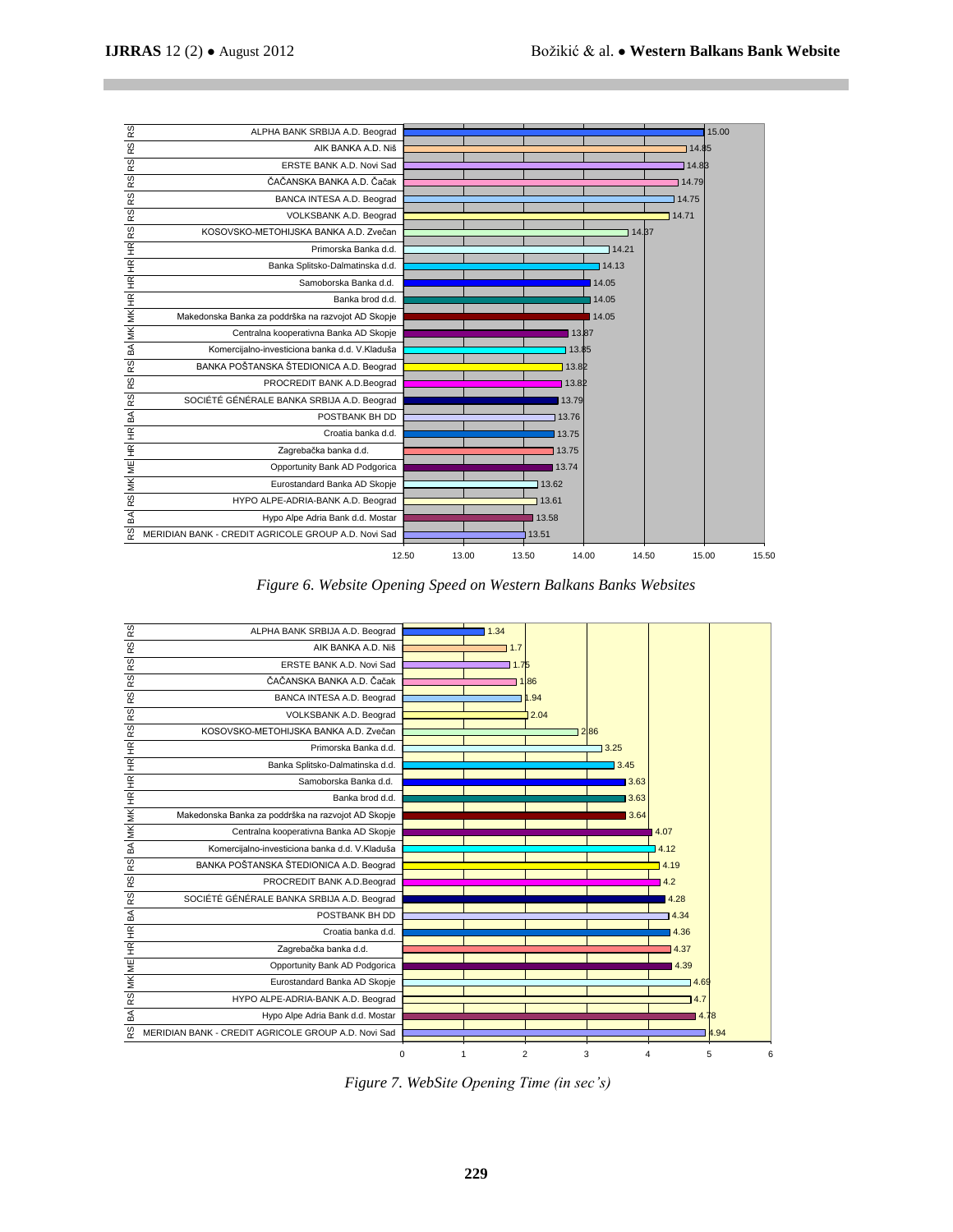| Country | Bank | Website Opening Speed |
|---|---|---|
| RS | ALPHA BANK SRBIJA A.D. Beograd | 15.00 |
| RS | AIK BANKA A.D. Niš | 14.85 |
| RS | ERSTE BANK A.D. Novi Sad | 14.83 |
| RS | ČAČANSKA BANKA A.D. Čačak | 14.79 |
| RS | BANCA INTESA A.D. Beograd | 14.75 |
| RS | VOLKSBANK A.D. Beograd | 14.71 |
| RS | KOSOVSKO-METOHIJSKA BANKA A.D. Zvečan | 14.37 |
| HR | Primorska Banka d.d. | 14.21 |
| HR | Banka Splitsko-Dalmatinska d.d. | 14.13 |
| HR | Samoborska Banka d.d. | 14.05 |
| HR | Banka brod d.d. | 14.05 |
| MK | Makedonska Banka za poddrška na razvojot AD Skopje | 14.05 |
| MK | Centralna kooperativna Banka AD Skopje | 13.87 |
| BA | Komercijalno-investiciona banka d.d. V.Kladuša | 13.85 |
| RS | BANKA POŠTANSKA ŠTEDIONICA A.D. Beograd | 13.82 |
| RS | PROCREDIT BANK A.D.Beograd | 13.82 |
| RS | SOCIÉTÉ GÉNÉRALE BANKA SRBIJA A.D. Beograd | 13.79 |
| BA | POSTBANK BH DD | 13.76 |
| HR | Croatia banka d.d. | 13.75 |
| HR | Zagrebačka banka d.d. | 13.75 |
| ME | Opportunity Bank AD Podgorica | 13.74 |
| MK | Eurostandard Banka AD Skopje | 13.62 |
| RS | HYPO ALPE-ADRIA-BANK A.D. Beograd | 13.61 |
| BA | Hypo Alpe Adria Bank d.d. Mostar | 13.58 |
| RS | MERIDIAN BANK - CREDIT AGRICOLE GROUP A.D. Novi Sad | 13.51 |

*Figure 6. Website Opening Speed on Western Balkans Banks Websites*

| Country | Bank | Website Opening Time (sec) |
|---|---|---|
| RS | ALPHA BANK SRBIJA A.D. Beograd | 1.34 |
| RS | AIK BANKA A.D. Niš | 1.7 |
| RS | ERSTE BANK A.D. Novi Sad | 1.75 |
| RS | ČAČANSKA BANKA A.D. Čačak | 1.86 |
| RS | BANCA INTESA A.D. Beograd | 1.94 |
| RS | VOLKSBANK A.D. Beograd | 2.04 |
| RS | KOSOVSKO-METOHIJSKA BANKA A.D. Zvečan | 2.86 |
| HR | Primorska Banka d.d. | 3.25 |
| HR | Banka Splitsko-Dalmatinska d.d. | 3.45 |
| HR | Samoborska Banka d.d. | 3.63 |
| HR | Banka brod d.d. | 3.63 |
| MK | Makedonska Banka za poddrška na razvojot AD Skopje | 3.64 |
| MK | Centralna kooperativna Banka AD Skopje | 4.07 |
| BA | Komercijalno-investiciona banka d.d. V.Kladuša | 4.12 |
| RS | BANKA POŠTANSKA ŠTEDIONICA A.D. Beograd | 4.19 |
| RS | PROCREDIT BANK A.D.Beograd | 4.2 |
| RS | SOCIÉTÉ GÉNÉRALE BANKA SRBIJA A.D. Beograd | 4.28 |
| BA | POSTBANK BH DD | 4.34 |
| HR | Croatia banka d.d. | 4.36 |
| HR | Zagrebačka banka d.d. | 4.37 |
| ME | Opportunity Bank AD Podgorica | 4.39 |
| MK | Eurostandard Banka AD Skopje | 4.69 |
| RS | HYPO ALPE-ADRIA-BANK A.D. Beograd | 4.7 |
| BA | Hypo Alpe Adria Bank d.d. Mostar | 4.78 |
| RS | MERIDIAN BANK - CREDIT AGRICOLE GROUP A.D. Novi Sad | 4.94 |

*Figure 7. WebSite Opening Time (in sec's)*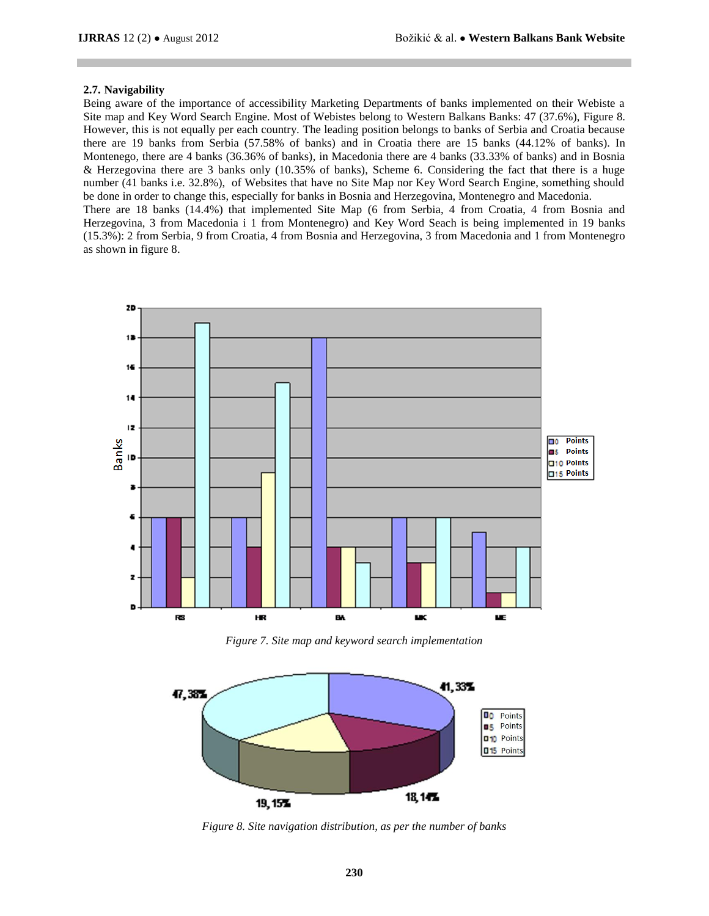### 2.7. Navigability

Being aware of the importance of accessibility Marketing Departments of banks implemented on their Webiste a Site map and Key Word Search Engine. Most of Webistes belong to Western Balkans Banks: 47 (37.6%), Figure 8. However, this is not equally per each country. The leading position belongs to banks of Serbia and Croatia because there are 19 banks from Serbia (57.58% of banks) and in Croatia there are 15 banks (44.12% of banks). In Montenego, there are 4 banks (36.36% of banks), in Macedonia there are 4 banks (33.33% of banks) and in Bosnia & Herzegovina there are 3 banks only (10.35% of banks), Scheme 6. Considering the fact that there is a huge number (41 banks i.e. 32.8%), of Websites that have no Site Map nor Key Word Search Engine, something should be done in order to change this, especially for banks in Bosnia and Herzegovina, Montenegro and Macedonia.
There are 18 banks (14.4%) that implemented Site Map (6 from Serbia, 4 from Croatia, 4 from Bosnia and Herzegovina, 3 from Macedonia i 1 from Montenegro) and Key Word Seach is being implemented in 19 banks (15.3%): 2 from Serbia, 9 from Croatia, 4 from Bosnia and Herzegovina, 3 from Macedonia and 1 from Montenegro as shown in figure 8.

*Figure 7. Site map and keyword search implementation*

*Figure 8. Site navigation distribution, as per the number of banks*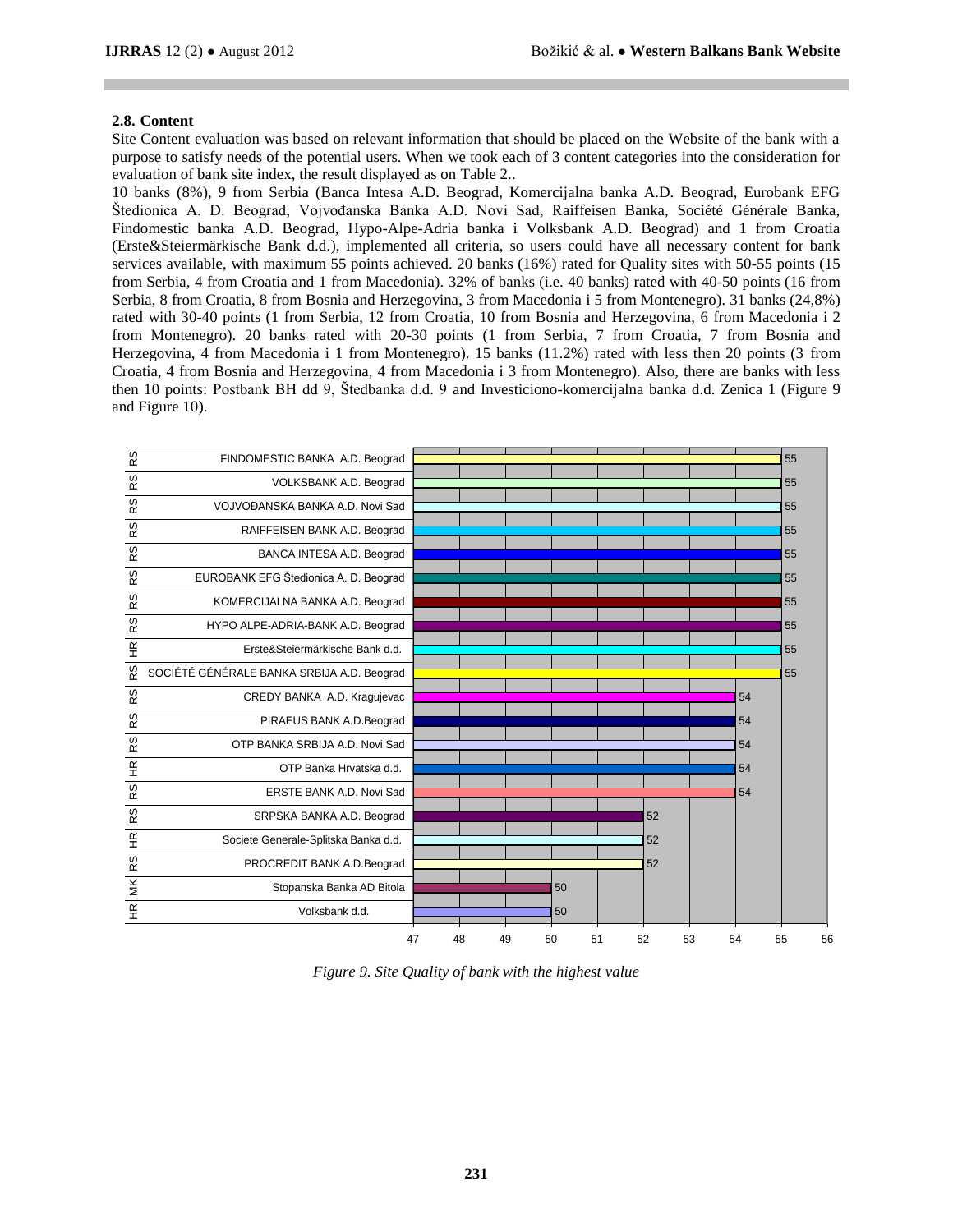### 2.8. Content

Site Content evaluation was based on relevant information that should be placed on the Website of the bank with a purpose to satisfy needs of the potential users. When we took each of 3 content categories into the consideration for evaluation of bank site index, the result displayed as on Table 2..

10 banks (8%), 9 from Serbia (Banca Intesa A.D. Beograd, Komercijalna banka A.D. Beograd, Eurobank EFG Štedionica A. D. Beograd, Vojvođanska Banka A.D. Novi Sad, Raiffeisen Banka, Société Générale Banka, Findomestic banka A.D. Beograd, Hypo-Alpe-Adria banka i Volksbank A.D. Beograd) and 1 from Croatia (Erste&Steiermärkische Bank d.d.), implemented all criteria, so users could have all necessary content for bank services available, with maximum 55 points achieved. 20 banks (16%) rated for Quality sites with 50-55 points (15 from Serbia, 4 from Croatia and 1 from Macedonia). 32% of banks (i.e. 40 banks) rated with 40-50 points (16 from Serbia, 8 from Croatia, 8 from Bosnia and Herzegovina, 3 from Macedonia i 5 from Montenegro). 31 banks (24,8%) rated with 30-40 points (1 from Serbia, 12 from Croatia, 10 from Bosnia and Herzegovina, 6 from Macedonia i 2 from Montenegro). 20 banks rated with 20-30 points (1 from Serbia, 7 from Croatia, 7 from Bosnia and Herzegovina, 4 from Macedonia i 1 from Montenegro). 15 banks (11.2%) rated with less then 20 points (3 from Croatia, 4 from Bosnia and Herzegovina, 4 from Macedonia i 3 from Montenegro). Also, there are banks with less then 10 points: Postbank BH dd 9, Štedbanka d.d. 9 and Investiciono-komercijalna banka d.d. Zenica 1 (Figure 9 and Figure 10).

| Country | Bank | Value |
|---|---|---|
| RS | FINDOMESTIC BANKA A.D. Beograd | 55 |
| RS | VOLKSBANK A.D. Beograd | 55 |
| RS | VOJVOĐANSKA BANKA A.D. Novi Sad | 55 |
| RS | RAIFFEISEN BANK A.D. Beograd | 55 |
| RS | BANCA INTESA A.D. Beograd | 55 |
| RS | EUROBANK EFG Štedionica A. D. Beograd | 55 |
| RS | KOMERCIJALNA BANKA A.D. Beograd | 55 |
| RS | HYPO ALPE-ADRIA-BANK A.D. Beograd | 55 |
| HR | Erste&Steiermärkische Bank d.d. | 55 |
| RS | SOCIÉTÉ GÉNÉRALE BANKA SRBIJA A.D. Beograd | 55 |
| RS | CREDY BANKA A.D. Kragujevac | 54 |
| RS | PIRAEUS BANK A.D.Beograd | 54 |
| RS | OTP BANKA SRBIJA A.D. Novi Sad | 54 |
| HR | OTP Banka Hrvatska d.d. | 54 |
| RS | ERSTE BANK A.D. Novi Sad | 54 |
| RS | SRPSKA BANKA A.D. Beograd | 52 |
| HR | Societe Generale-Splitska Banka d.d. | 52 |
| RS | PROCREDIT BANK A.D.Beograd | 52 |
| MK | Stopanska Banka AD Bitola | 50 |
| HR | Volksbank d.d. | 50 |

*Figure 9. Site Quality of bank with the highest value*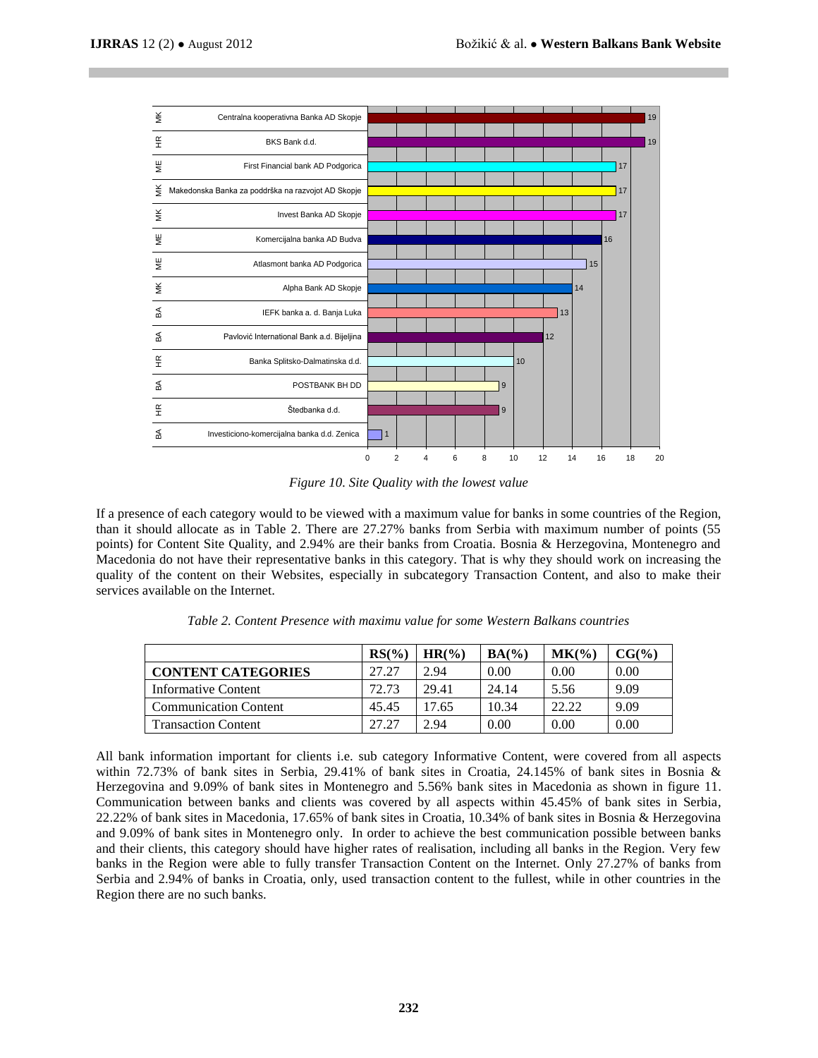*Figure 10. Site Quality with the lowest value*

If a presence of each category would to be viewed with a maximum value for banks in some countries of the Region, than it should allocate as in Table 2. There are 27.27% banks from Serbia with maximum number of points (55 points) for Content Site Quality, and 2.94% are their banks from Croatia. Bosnia & Herzegovina, Montenegro and Macedonia do not have their representative banks in this category. That is why they should work on increasing the quality of the content on their Websites, especially in subcategory Transaction Content, and also to make their services available on the Internet.

*Table 2. Content Presence with maximu value for some Western Balkans countries*

| | RS(%) | HR(%) | BA(%) | MK(%) | CG(%) |
|---|---|---|---|---|---|
| **CONTENT CATEGORIES** | 27.27 | 2.94 | 0.00 | 0.00 | 0.00 |
| Informative Content | 72.73 | 29.41 | 24.14 | 5.56 | 9.09 |
| Communication Content | 45.45 | 17.65 | 10.34 | 22.22 | 9.09 |
| Transaction Content | 27.27 | 2.94 | 0.00 | 0.00 | 0.00 |

All bank information important for clients i.e. sub category Informative Content, were covered from all aspects within 72.73% of bank sites in Serbia, 29.41% of bank sites in Croatia, 24.145% of bank sites in Bosnia & Herzegovina and 9.09% of bank sites in Montenegro and 5.56% bank sites in Macedonia as shown in figure 11. Communication between banks and clients was covered by all aspects within 45.45% of bank sites in Serbia, 22.22% of bank sites in Macedonia, 17.65% of bank sites in Croatia, 10.34% of bank sites in Bosnia & Herzegovina and 9.09% of bank sites in Montenegro only. In order to achieve the best communication possible between banks and their clients, this category should have higher rates of realisation, including all banks in the Region. Very few banks in the Region were able to fully transfer Transaction Content on the Internet. Only 27.27% of banks from Serbia and 2.94% of banks in Croatia, only, used transaction content to the fullest, while in other countries in the Region there are no such banks.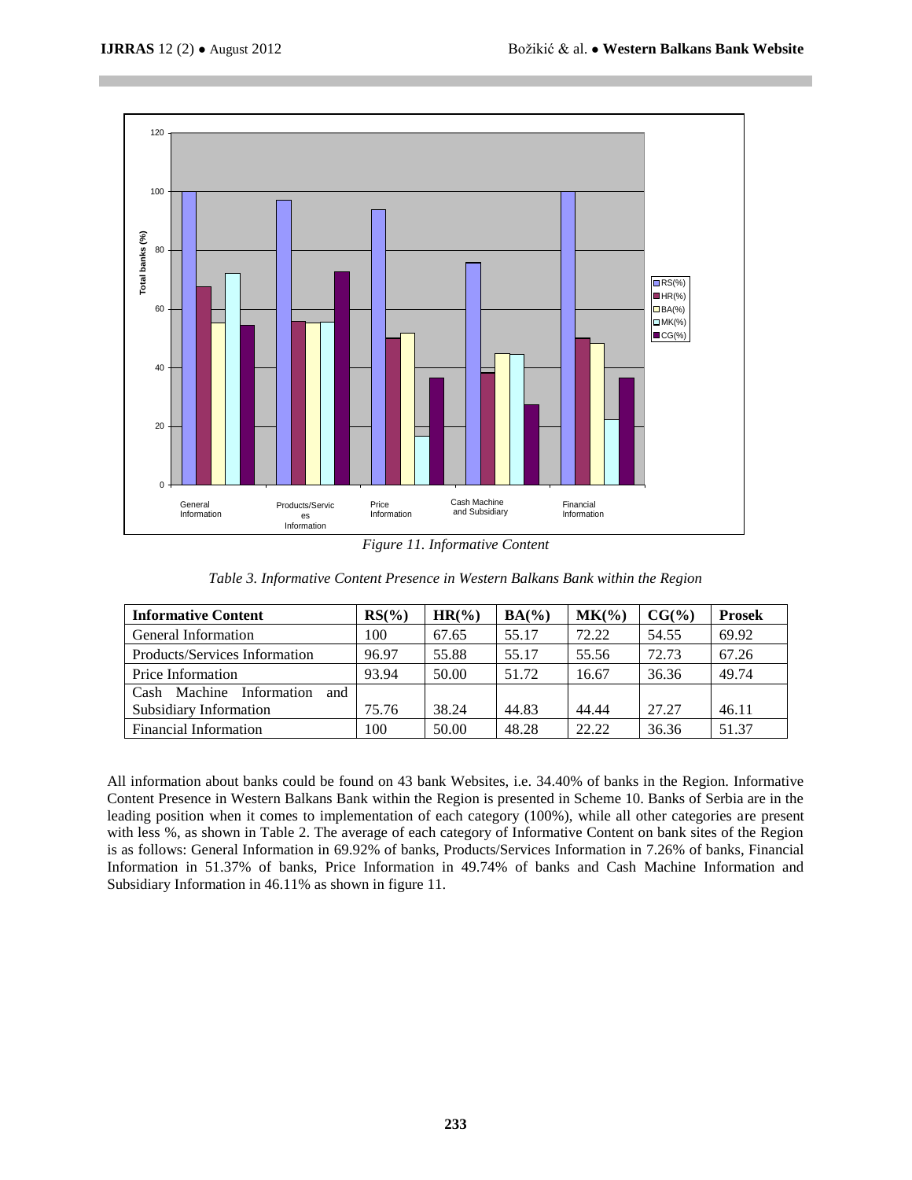*Figure 11. Informative Content*

*Table 3. Informative Content Presence in Western Balkans Bank within the Region*

| Informative Content | RS(%) | HR(%) | BA(%) | MK(%) | CG(%) | Prosek |
|---|---|---|---|---|---|---|
| General Information | 100 | 67.65 | 55.17 | 72.22 | 54.55 | 69.92 |
| Products/Services Information | 96.97 | 55.88 | 55.17 | 55.56 | 72.73 | 67.26 |
| Price Information | 93.94 | 50.00 | 51.72 | 16.67 | 36.36 | 49.74 |
| Cash Machine Information and Subsidiary Information | 75.76 | 38.24 | 44.83 | 44.44 | 27.27 | 46.11 |
| Financial Information | 100 | 50.00 | 48.28 | 22.22 | 36.36 | 51.37 |

All information about banks could be found on 43 bank Websites, i.e. 34.40% of banks in the Region. Informative Content Presence in Western Balkans Bank within the Region is presented in Scheme 10. Banks of Serbia are in the leading position when it comes to implementation of each category (100%), while all other categories are present with less %, as shown in Table 2. The average of each category of Informative Content on bank sites of the Region is as follows: General Information in 69.92% of banks, Products/Services Information in 7.26% of banks, Financial Information in 51.37% of banks, Price Information in 49.74% of banks and Cash Machine Information and Subsidiary Information in 46.11% as shown in figure 11.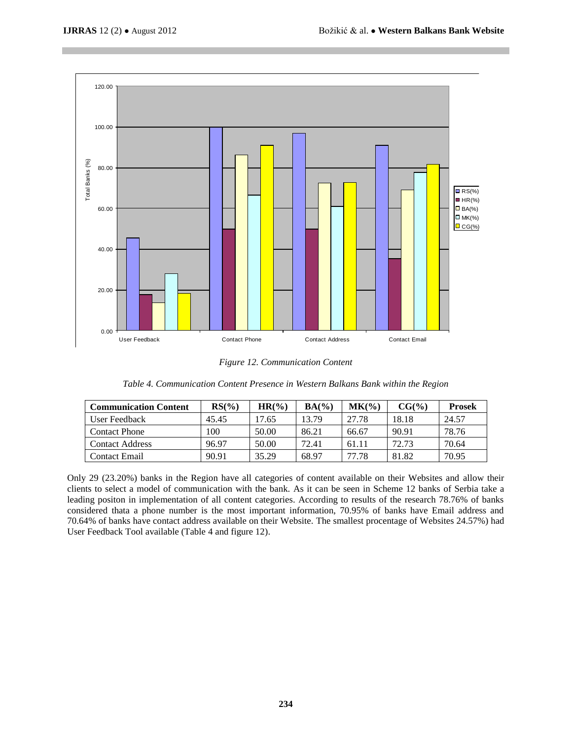Figure 12. Communication Content

*Table 4. Communication Content Presence in Western Balkans Bank within the Region*

| Communication Content | RS(%) | HR(%) | BA(%) | MK(%) | CG(%) | Prosek |
|---|---|---|---|---|---|---|
| User Feedback | 45.45 | 17.65 | 13.79 | 27.78 | 18.18 | 24.57 |
| Contact Phone | 100 | 50.00 | 86.21 | 66.67 | 90.91 | 78.76 |
| Contact Address | 96.97 | 50.00 | 72.41 | 61.11 | 72.73 | 70.64 |
| Contact Email | 90.91 | 35.29 | 68.97 | 77.78 | 81.82 | 70.95 |

Only 29 (23.20%) banks in the Region have all categories of content available on their Websites and allow their clients to select a model of communication with the bank. As it can be seen in Scheme 12 banks of Serbia take a leading positon in implementation of all content categories. According to results of the research 78.76% of banks considered thata a phone number is the most important information, 70.95% of banks have Email address and 70.64% of banks have contact address available on their Website. The smallest procentage of Websites 24.57%) had User Feedback Tool available (Table 4 and figure 12).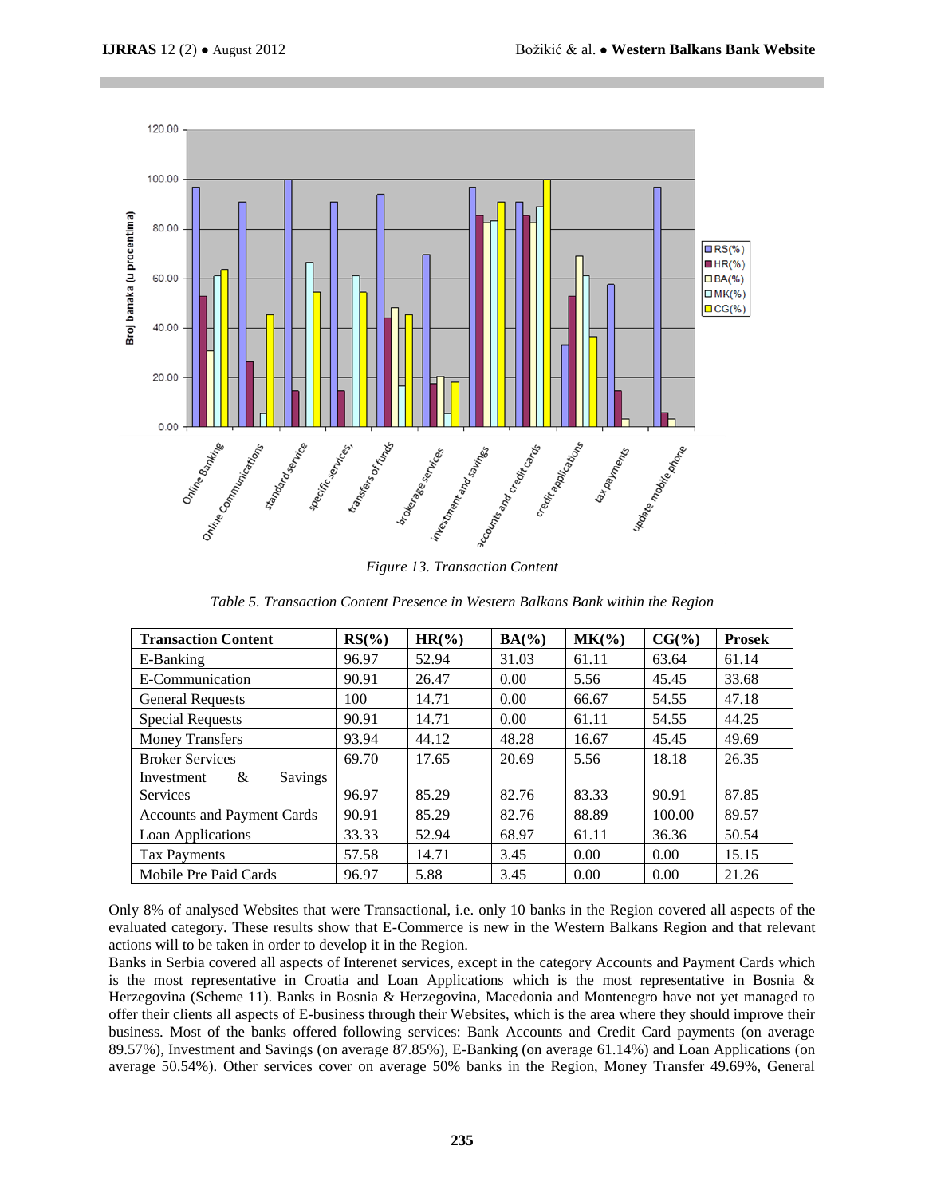*Figure 13. Transaction Content*

*Table 5. Transaction Content Presence in Western Balkans Bank within the Region*

| Transaction Content | RS(%) | HR(%) | BA(%) | MK(%) | CG(%) | Prosek |
|---|---|---|---|---|---|---|
| E-Banking | 96.97 | 52.94 | 31.03 | 61.11 | 63.64 | 61.14 |
| E-Communication | 90.91 | 26.47 | 0.00 | 5.56 | 45.45 | 33.68 |
| General Requests | 100 | 14.71 | 0.00 | 66.67 | 54.55 | 47.18 |
| Special Requests | 90.91 | 14.71 | 0.00 | 61.11 | 54.55 | 44.25 |
| Money Transfers | 93.94 | 44.12 | 48.28 | 16.67 | 45.45 | 49.69 |
| Broker Services | 69.70 | 17.65 | 20.69 | 5.56 | 18.18 | 26.35 |
| Investment & Savings Services | 96.97 | 85.29 | 82.76 | 83.33 | 90.91 | 87.85 |
| Accounts and Payment Cards | 90.91 | 85.29 | 82.76 | 88.89 | 100.00 | 89.57 |
| Loan Applications | 33.33 | 52.94 | 68.97 | 61.11 | 36.36 | 50.54 |
| Tax Payments | 57.58 | 14.71 | 3.45 | 0.00 | 0.00 | 15.15 |
| Mobile Pre Paid Cards | 96.97 | 5.88 | 3.45 | 0.00 | 0.00 | 21.26 |

Only 8% of analysed Websites that were Transactional, i.e. only 10 banks in the Region covered all aspects of the evaluated category. These results show that E-Commerce is new in the Western Balkans Region and that relevant actions will to be taken in order to develop it in the Region.

Banks in Serbia covered all aspects of Interenet services, except in the category Accounts and Payment Cards which is the most representative in Croatia and Loan Applications which is the most representative in Bosnia & Herzegovina (Scheme 11). Banks in Bosnia & Herzegovina, Macedonia and Montenegro have not yet managed to offer their clients all aspects of E-business through their Websites, which is the area where they should improve their business. Most of the banks offered following services: Bank Accounts and Credit Card payments (on average 89.57%), Investment and Savings (on average 87.85%), E-Banking (on average 61.14%) and Loan Applications (on average 50.54%). Other services cover on average 50% banks in the Region, Money Transfer 49.69%, General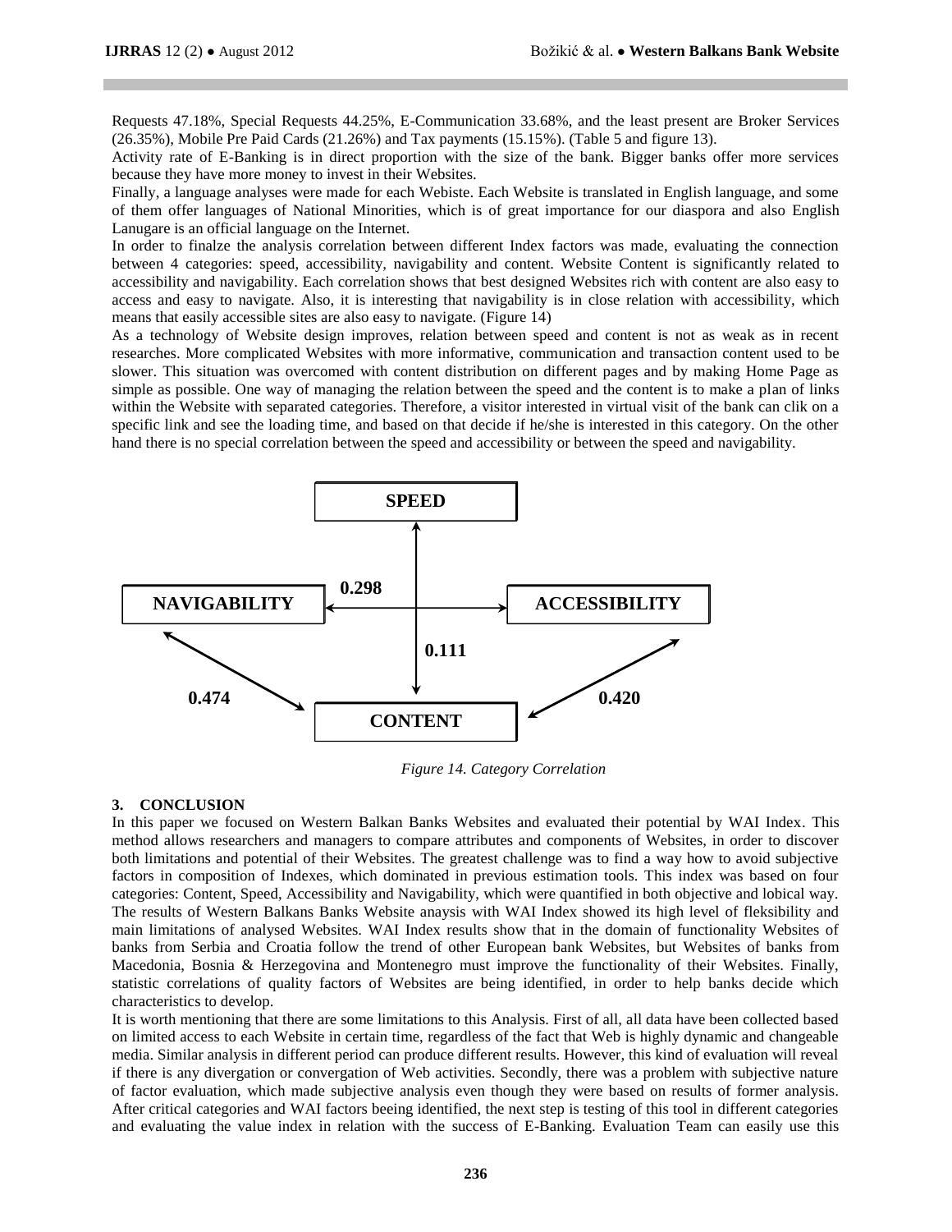Requests 47.18%, Special Requests 44.25%, E-Communication 33.68%, and the least present are Broker Services (26.35%), Mobile Pre Paid Cards (21.26%) and Tax payments (15.15%). (Table 5 and figure 13).

Activity rate of E-Banking is in direct proportion with the size of the bank. Bigger banks offer more services because they have more money to invest in their Websites.

Finally, a language analyses were made for each Webiste. Each Website is translated in English language, and some of them offer languages of National Minorities, which is of great importance for our diaspora and also English Lanugare is an official language on the Internet.

In order to finalze the analysis correlation between different Index factors was made, evaluating the connection between 4 categories: speed, accessibility, navigability and content. Website Content is significantly related to accessibility and navigability. Each correlation shows that best designed Websites rich with content are also easy to access and easy to navigate. Also, it is interesting that navigability is in close relation with accessibility, which means that easily accessible sites are also easy to navigate. (Figure 14)

As a technology of Website design improves, relation between speed and content is not as weak as in recent researches. More complicated Websites with more informative, communication and transaction content used to be slower. This situation was overcomed with content distribution on different pages and by making Home Page as simple as possible. One way of managing the relation between the speed and the content is to make a plan of links within the Website with separated categories. Therefore, a visitor interested in virtual visit of the bank can clik on a specific link and see the loading time, and based on that decide if he/she is interested in this category. On the other hand there is no special correlation between the speed and accessibility or between the speed and navigability.

SPEED

NAVIGABILITY — 0.298 — ACCESSIBILITY

SPEED — 0.111 — CONTENT

NAVIGABILITY — 0.474 — CONTENT

ACCESSIBILITY — 0.420 — CONTENT

*Figure 14. Category Correlation*

## 3. CONCLUSION

In this paper we focused on Western Balkan Banks Websites and evaluated their potential by WAI Index. This method allows researchers and managers to compare attributes and components of Websites, in order to discover both limitations and potential of their Websites. The greatest challenge was to find a way how to avoid subjective factors in composition of Indexes, which dominated in previous estimation tools. This index was based on four categories: Content, Speed, Accessibility and Navigability, which were quantified in both objective and lobical way. The results of Western Balkans Banks Website anaysis with WAI Index showed its high level of fleksibility and main limitations of analysed Websites. WAI Index results show that in the domain of functionality Websites of banks from Serbia and Croatia follow the trend of other European bank Websites, but Websites of banks from Macedonia, Bosnia & Herzegovina and Montenegro must improve the functionality of their Websites. Finally, statistic correlations of quality factors of Websites are being identified, in order to help banks decide which characteristics to develop.

It is worth mentioning that there are some limitations to this Analysis. First of all, all data have been collected based on limited access to each Website in certain time, regardless of the fact that Web is highly dynamic and changeable media. Similar analysis in different period can produce different results. However, this kind of evaluation will reveal if there is any divergation or convergation of Web activities. Secondly, there was a problem with subjective nature of factor evaluation, which made subjective analysis even though they were based on results of former analysis. After critical categories and WAI factors beeing identified, the next step is testing of this tool in different categories and evaluating the value index in relation with the success of E-Banking. Evaluation Team can easily use this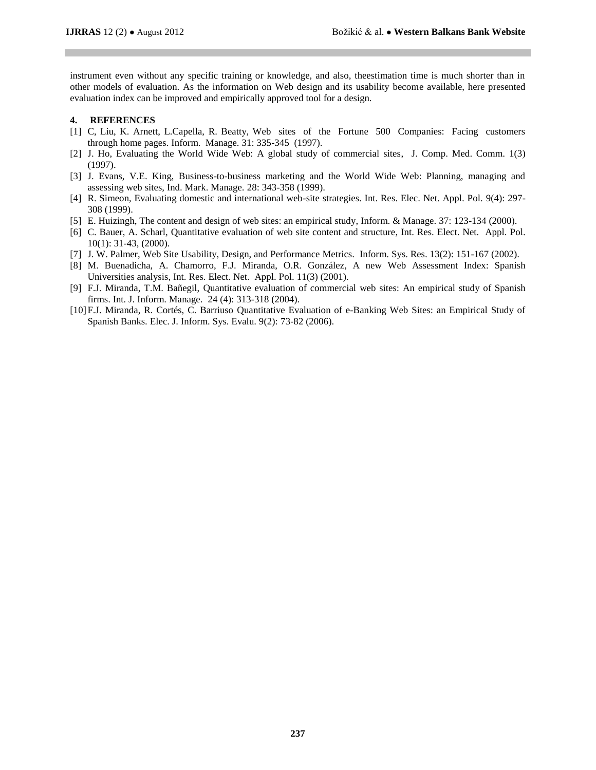instrument even without any specific training or knowledge, and also, theestimation time is much shorter than in other models of evaluation. As the information on Web design and its usability become available, here presented evaluation index can be improved and empirically approved tool for a design.

## 4. REFERENCES

[1] C, Liu, K. Arnett, L.Capella, R. Beatty, Web sites of the Fortune 500 Companies: Facing customers through home pages. Inform. Manage. 31: 335-345 (1997).

[2] J. Ho, Evaluating the World Wide Web: A global study of commercial sites, J. Comp. Med. Comm. 1(3) (1997).

[3] J. Evans, V.E. King, Business-to-business marketing and the World Wide Web: Planning, managing and assessing web sites, Ind. Mark. Manage. 28: 343-358 (1999).

[4] R. Simeon, Evaluating domestic and international web-site strategies. Int. Res. Elec. Net. Appl. Pol. 9(4): 297-308 (1999).

[5] E. Huizingh, The content and design of web sites: an empirical study, Inform. & Manage. 37: 123-134 (2000).

[6] C. Bauer, A. Scharl, Quantitative evaluation of web site content and structure, Int. Res. Elect. Net. Appl. Pol. 10(1): 31-43, (2000).

[7] J. W. Palmer, Web Site Usability, Design, and Performance Metrics. Inform. Sys. Res. 13(2): 151-167 (2002).

[8] M. Buenadicha, A. Chamorro, F.J. Miranda, O.R. González, A new Web Assessment Index: Spanish Universities analysis, Int. Res. Elect. Net. Appl. Pol. 11(3) (2001).

[9] F.J. Miranda, T.M. Bañegil, Quantitative evaluation of commercial web sites: An empirical study of Spanish firms. Int. J. Inform. Manage. 24 (4): 313-318 (2004).

[10] F.J. Miranda, R. Cortés, C. Barriuso Quantitative Evaluation of e-Banking Web Sites: an Empirical Study of Spanish Banks. Elec. J. Inform. Sys. Evalu. 9(2): 73-82 (2006).